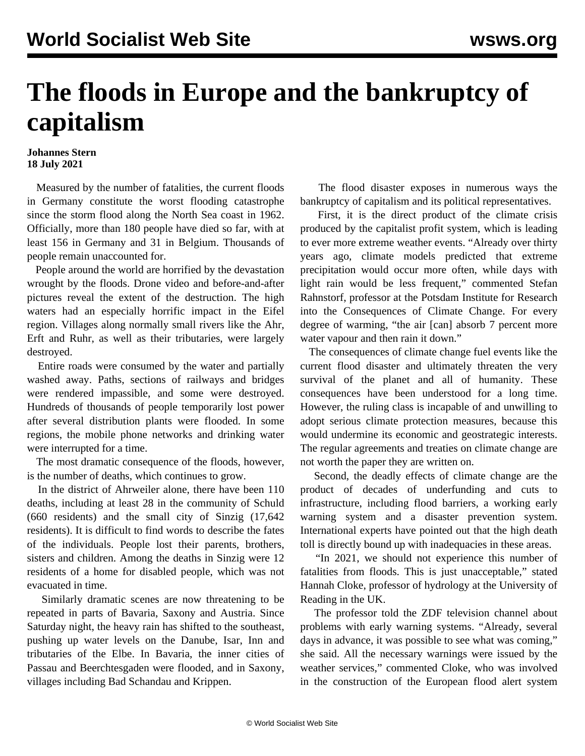# The floods in Europe and the bankruptcy of capitalism

**Johannes Stern**
**18 July 2021**

Measured by the number of fatalities, the current floods in Germany constitute the worst flooding catastrophe since the storm flood along the North Sea coast in 1962. Officially, more than 180 people have died so far, with at least 156 in Germany and 31 in Belgium. Thousands of people remain unaccounted for.

People around the world are horrified by the devastation wrought by the floods. Drone video and before-and-after pictures reveal the extent of the destruction. The high waters had an especially horrific impact in the Eifel region. Villages along normally small rivers like the Ahr, Erft and Ruhr, as well as their tributaries, were largely destroyed.

Entire roads were consumed by the water and partially washed away. Paths, sections of railways and bridges were rendered impassible, and some were destroyed. Hundreds of thousands of people temporarily lost power after several distribution plants were flooded. In some regions, the mobile phone networks and drinking water were interrupted for a time.

The most dramatic consequence of the floods, however, is the number of deaths, which continues to grow.

In the district of Ahrweiler alone, there have been 110 deaths, including at least 28 in the community of Schuld (660 residents) and the small city of Sinzig (17,642 residents). It is difficult to find words to describe the fates of the individuals. People lost their parents, brothers, sisters and children. Among the deaths in Sinzig were 12 residents of a home for disabled people, which was not evacuated in time.

Similarly dramatic scenes are now threatening to be repeated in parts of Bavaria, Saxony and Austria. Since Saturday night, the heavy rain has shifted to the southeast, pushing up water levels on the Danube, Isar, Inn and tributaries of the Elbe. In Bavaria, the inner cities of Passau and Beerchtesgaden were flooded, and in Saxony, villages including Bad Schandau and Krippen.

The flood disaster exposes in numerous ways the bankruptcy of capitalism and its political representatives.

First, it is the direct product of the climate crisis produced by the capitalist profit system, which is leading to ever more extreme weather events. "Already over thirty years ago, climate models predicted that extreme precipitation would occur more often, while days with light rain would be less frequent," commented Stefan Rahnstorf, professor at the Potsdam Institute for Research into the Consequences of Climate Change. For every degree of warming, "the air [can] absorb 7 percent more water vapour and then rain it down."

The consequences of climate change fuel events like the current flood disaster and ultimately threaten the very survival of the planet and all of humanity. These consequences have been understood for a long time. However, the ruling class is incapable of and unwilling to adopt serious climate protection measures, because this would undermine its economic and geostrategic interests. The regular agreements and treaties on climate change are not worth the paper they are written on.

Second, the deadly effects of climate change are the product of decades of underfunding and cuts to infrastructure, including flood barriers, a working early warning system and a disaster prevention system. International experts have pointed out that the high death toll is directly bound up with inadequacies in these areas.

"In 2021, we should not experience this number of fatalities from floods. This is just unacceptable," stated Hannah Cloke, professor of hydrology at the University of Reading in the UK.

The professor told the ZDF television channel about problems with early warning systems. "Already, several days in advance, it was possible to see what was coming," she said. All the necessary warnings were issued by the weather services," commented Cloke, who was involved in the construction of the European flood alert system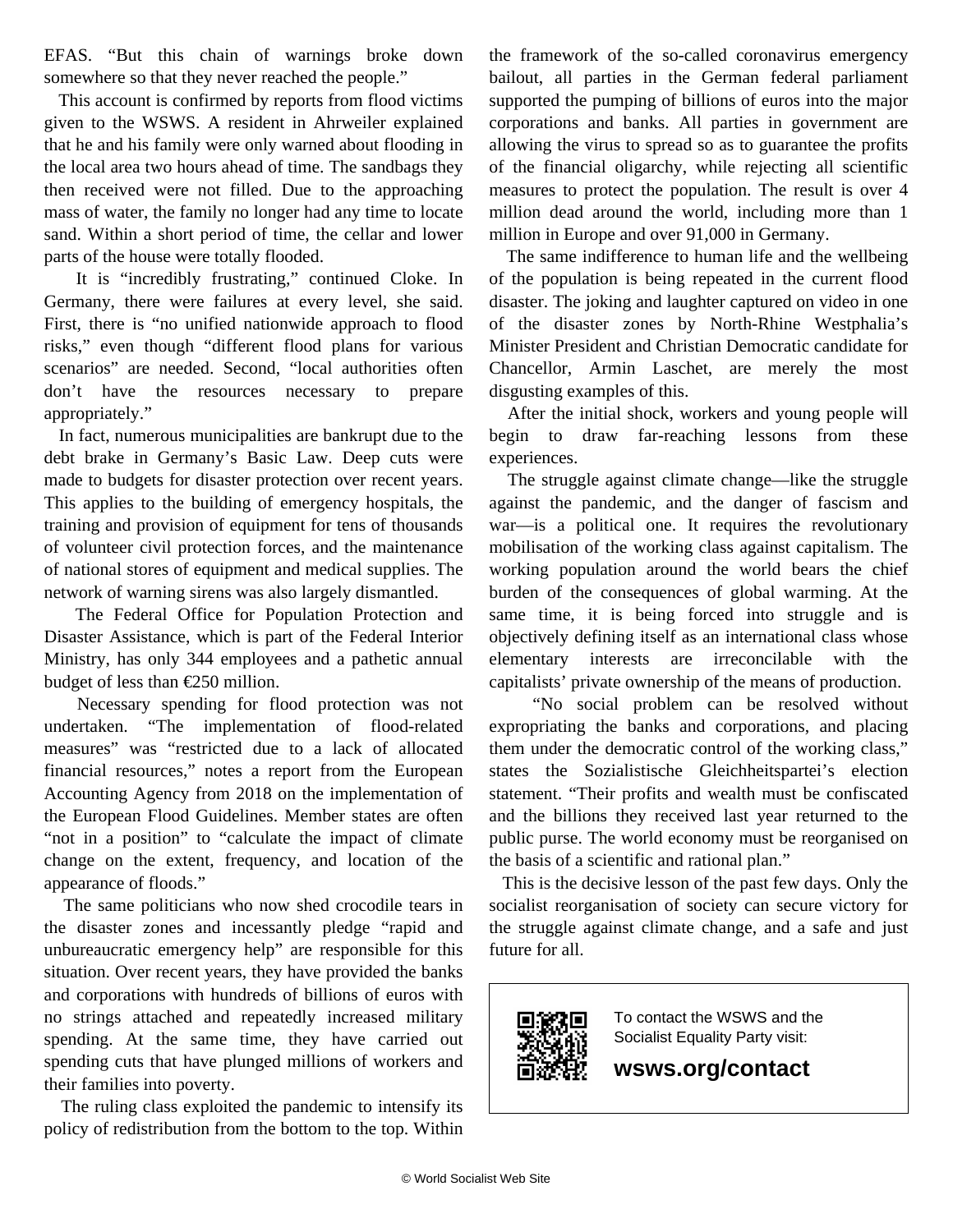EFAS. "But this chain of warnings broke down somewhere so that they never reached the people."

This account is confirmed by reports from flood victims given to the WSWS. A resident in Ahrweiler explained that he and his family were only warned about flooding in the local area two hours ahead of time. The sandbags they then received were not filled. Due to the approaching mass of water, the family no longer had any time to locate sand. Within a short period of time, the cellar and lower parts of the house were totally flooded.

It is "incredibly frustrating," continued Cloke. In Germany, there were failures at every level, she said. First, there is "no unified nationwide approach to flood risks," even though "different flood plans for various scenarios" are needed. Second, "local authorities often don't have the resources necessary to prepare appropriately."

In fact, numerous municipalities are bankrupt due to the debt brake in Germany's Basic Law. Deep cuts were made to budgets for disaster protection over recent years. This applies to the building of emergency hospitals, the training and provision of equipment for tens of thousands of volunteer civil protection forces, and the maintenance of national stores of equipment and medical supplies. The network of warning sirens was also largely dismantled.

The Federal Office for Population Protection and Disaster Assistance, which is part of the Federal Interior Ministry, has only 344 employees and a pathetic annual budget of less than €250 million.

Necessary spending for flood protection was not undertaken. "The implementation of flood-related measures" was "restricted due to a lack of allocated financial resources," notes a report from the European Accounting Agency from 2018 on the implementation of the European Flood Guidelines. Member states are often "not in a position" to "calculate the impact of climate change on the extent, frequency, and location of the appearance of floods."

The same politicians who now shed crocodile tears in the disaster zones and incessantly pledge "rapid and unbureaucratic emergency help" are responsible for this situation. Over recent years, they have provided the banks and corporations with hundreds of billions of euros with no strings attached and repeatedly increased military spending. At the same time, they have carried out spending cuts that have plunged millions of workers and their families into poverty.

The ruling class exploited the pandemic to intensify its policy of redistribution from the bottom to the top. Within the framework of the so-called coronavirus emergency bailout, all parties in the German federal parliament supported the pumping of billions of euros into the major corporations and banks. All parties in government are allowing the virus to spread so as to guarantee the profits of the financial oligarchy, while rejecting all scientific measures to protect the population. The result is over 4 million dead around the world, including more than 1 million in Europe and over 91,000 in Germany.

The same indifference to human life and the wellbeing of the population is being repeated in the current flood disaster. The joking and laughter captured on video in one of the disaster zones by North-Rhine Westphalia's Minister President and Christian Democratic candidate for Chancellor, Armin Laschet, are merely the most disgusting examples of this.

After the initial shock, workers and young people will begin to draw far-reaching lessons from these experiences.

The struggle against climate change—like the struggle against the pandemic, and the danger of fascism and war—is a political one. It requires the revolutionary mobilisation of the working class against capitalism. The working population around the world bears the chief burden of the consequences of global warming. At the same time, it is being forced into struggle and is objectively defining itself as an international class whose elementary interests are irreconcilable with the capitalists' private ownership of the means of production.

"No social problem can be resolved without expropriating the banks and corporations, and placing them under the democratic control of the working class," states the Sozialistische Gleichheitspartei's election statement. "Their profits and wealth must be confiscated and the billions they received last year returned to the public purse. The world economy must be reorganised on the basis of a scientific and rational plan."

This is the decisive lesson of the past few days. Only the socialist reorganisation of society can secure victory for the struggle against climate change, and a safe and just future for all.

To contact the WSWS and the Socialist Equality Party visit:

**wsws.org/contact**